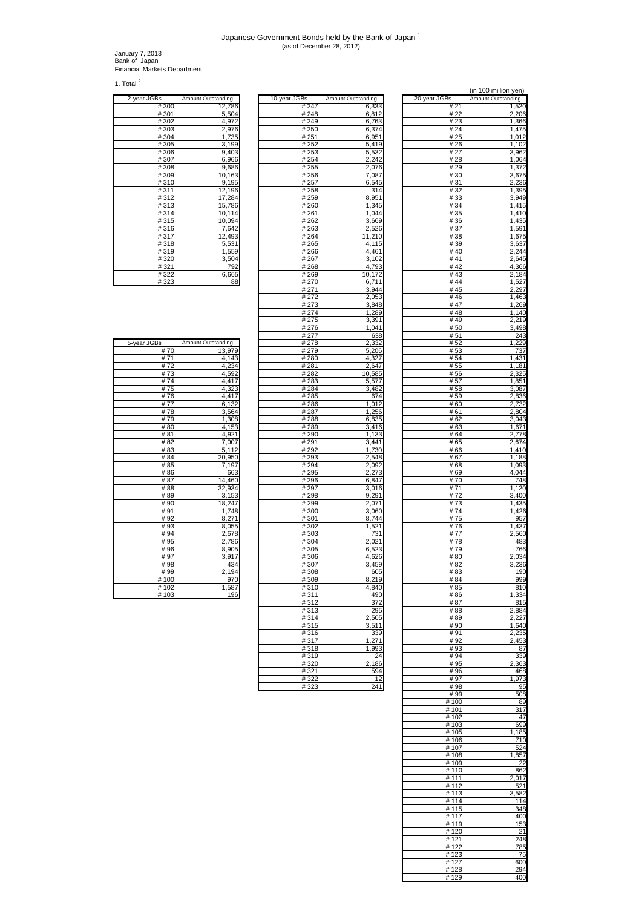# Japanese Government Bonds held by the Bank of Japan [1]

(as of December 28, 2012)

January 7, 2013
Bank of Japan
Financial Markets Department

1. Total [2]

(in 100 million yen)

| 2-year JGBs | Amount Outstanding |
|---|---|
| # 300 | 12,786 |
| # 301 | 5,504 |
| # 302 | 4,972 |
| # 303 | 2,976 |
| # 304 | 1,735 |
| # 305 | 3,199 |
| # 306 | 9,403 |
| # 307 | 6,966 |
| # 308 | 9,686 |
| # 309 | 10,163 |
| # 310 | 9,195 |
| # 311 | 12,196 |
| # 312 | 17,284 |
| # 313 | 15,786 |
| # 314 | 10,114 |
| # 315 | 10,094 |
| # 316 | 7,642 |
| # 317 | 12,493 |
| # 318 | 5,531 |
| # 319 | 1,559 |
| # 320 | 3,504 |
| # 321 | 792 |
| # 322 | 6,665 |
| # 323 | 88 |

| 5-year JGBs | Amount Outstanding |
|---|---|
| # 70 | 13,979 |
| # 71 | 4,143 |
| # 72 | 4,234 |
| # 73 | 4,592 |
| # 74 | 4,417 |
| # 75 | 4,323 |
| # 76 | 4,417 |
| # 77 | 6,132 |
| # 78 | 3,564 |
| # 79 | 1,308 |
| # 80 | 4,153 |
| # 81 | 4,921 |
| # 82 | 7,007 |
| # 83 | 5,112 |
| # 84 | 20,950 |
| # 85 | 7,197 |
| # 86 | 663 |
| # 87 | 14,460 |
| # 88 | 32,934 |
| # 89 | 3,153 |
| # 90 | 18,247 |
| # 91 | 1,748 |
| # 92 | 8,271 |
| # 93 | 8,055 |
| # 94 | 2,678 |
| # 95 | 2,786 |
| # 96 | 8,905 |
| # 97 | 3,917 |
| # 98 | 434 |
| # 99 | 2,194 |
| # 100 | 970 |
| # 102 | 1,587 |
| # 103 | 196 |

| 10-year JGBs | Amount Outstanding |
|---|---|
| # 247 | 6,333 |
| # 248 | 6,812 |
| # 249 | 6,763 |
| # 250 | 6,374 |
| # 251 | 6,951 |
| # 252 | 5,419 |
| # 253 | 5,532 |
| # 254 | 2,242 |
| # 255 | 2,076 |
| # 256 | 7,087 |
| # 257 | 6,545 |
| # 258 | 314 |
| # 259 | 8,951 |
| # 260 | 1,345 |
| # 261 | 1,044 |
| # 262 | 3,669 |
| # 263 | 2,526 |
| # 264 | 11,210 |
| # 265 | 4,115 |
| # 266 | 4,461 |
| # 267 | 3,102 |
| # 268 | 4,793 |
| # 269 | 10,172 |
| # 270 | 6,711 |
| # 271 | 3,944 |
| # 272 | 2,053 |
| # 273 | 3,848 |
| # 274 | 1,289 |
| # 275 | 3,391 |
| # 276 | 1,041 |
| # 277 | 638 |
| # 278 | 2,332 |
| # 279 | 5,206 |
| # 280 | 4,327 |
| # 281 | 2,647 |
| # 282 | 10,585 |
| # 283 | 5,577 |
| # 284 | 3,482 |
| # 285 | 674 |
| # 286 | 1,012 |
| # 287 | 1,256 |
| # 288 | 6,835 |
| # 289 | 3,416 |
| # 290 | 1,133 |
| # 291 | 3,441 |
| # 292 | 1,730 |
| # 293 | 2,548 |
| # 294 | 2,092 |
| # 295 | 2,273 |
| # 296 | 6,847 |
| # 297 | 3,016 |
| # 298 | 9,291 |
| # 299 | 2,071 |
| # 300 | 3,060 |
| # 301 | 8,744 |
| # 302 | 1,521 |
| # 303 | 731 |
| # 304 | 2,021 |
| # 305 | 6,523 |
| # 306 | 4,626 |
| # 307 | 3,459 |
| # 308 | 605 |
| # 309 | 8,219 |
| # 310 | 4,840 |
| # 311 | 490 |
| # 312 | 372 |
| # 313 | 295 |
| # 314 | 2,505 |
| # 315 | 3,511 |
| # 316 | 339 |
| # 317 | 1,271 |
| # 318 | 1,993 |
| # 319 | 24 |
| # 320 | 2,186 |
| # 321 | 594 |
| # 322 | 12 |
| # 323 | 241 |

| 20-year JGBs | Amount Outstanding |
|---|---|
| # 21 | 1,520 |
| # 22 | 2,206 |
| # 23 | 1,366 |
| # 24 | 1,475 |
| # 25 | 1,012 |
| # 26 | 1,102 |
| # 27 | 3,962 |
| # 28 | 1,064 |
| # 29 | 1,372 |
| # 30 | 3,675 |
| # 31 | 2,236 |
| # 32 | 1,395 |
| # 33 | 3,949 |
| # 34 | 1,415 |
| # 35 | 1,410 |
| # 36 | 1,435 |
| # 37 | 1,591 |
| # 38 | 1,675 |
| # 39 | 3,637 |
| # 40 | 2,244 |
| # 41 | 2,645 |
| # 42 | 4,366 |
| # 43 | 2,184 |
| # 44 | 1,527 |
| # 45 | 2,297 |
| # 46 | 1,463 |
| # 47 | 1,269 |
| # 48 | 1,140 |
| # 49 | 2,219 |
| # 50 | 3,498 |
| # 51 | 243 |
| # 52 | 1,229 |
| # 53 | 737 |
| # 54 | 1,431 |
| # 55 | 1,181 |
| # 56 | 2,325 |
| # 57 | 1,851 |
| # 58 | 3,087 |
| # 59 | 2,836 |
| # 60 | 2,732 |
| # 61 | 2,804 |
| # 62 | 3,043 |
| # 63 | 1,671 |
| # 64 | 2,778 |
| # 65 | 2,674 |
| # 66 | 1,410 |
| # 67 | 1,188 |
| # 68 | 1,093 |
| # 69 | 4,044 |
| # 70 | 748 |
| # 71 | 1,120 |
| # 72 | 3,400 |
| # 73 | 1,435 |
| # 74 | 1,426 |
| # 75 | 957 |
| # 76 | 1,437 |
| # 77 | 2,560 |
| # 78 | 483 |
| # 79 | 766 |
| # 80 | 2,034 |
| # 82 | 3,236 |
| # 83 | 190 |
| # 84 | 999 |
| # 85 | 810 |
| # 86 | 1,334 |
| # 87 | 815 |
| # 88 | 2,884 |
| # 89 | 2,227 |
| # 90 | 1,640 |
| # 91 | 2,235 |
| # 92 | 2,453 |
| # 93 | 87 |
| # 94 | 339 |
| # 95 | 2,363 |
| # 96 | 468 |
| # 97 | 1,973 |
| # 98 | 95 |
| # 99 | 508 |
| # 100 | 89 |
| # 101 | 317 |
| # 102 | 47 |
| # 103 | 699 |
| # 105 | 1,185 |
| # 106 | 710 |
| # 107 | 524 |
| # 108 | 1,857 |
| # 109 | 22 |
| # 110 | 862 |
| # 111 | 2,017 |
| # 112 | 521 |
| # 113 | 3,582 |
| # 114 | 114 |
| # 115 | 348 |
| # 117 | 400 |
| # 119 | 153 |
| # 120 | 21 |
| # 121 | 248 |
| # 122 | 785 |
| # 123 | 75 |
| # 127 | 600 |
| # 128 | 294 |
| # 129 | 400 |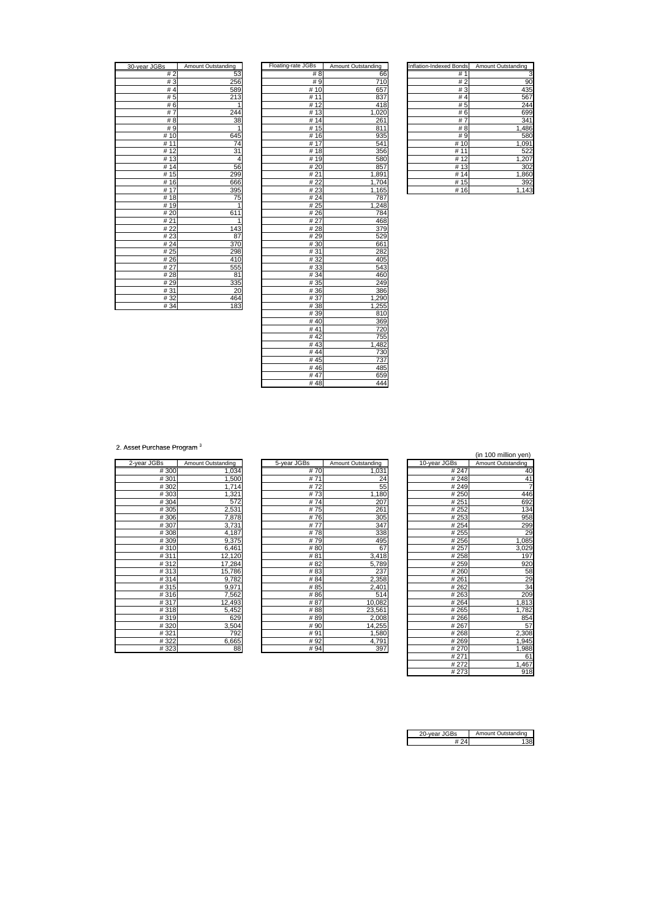| 30-year JGBs | Amount Outstanding |
|---|---|
| # 2 | 53 |
| # 3 | 256 |
| # 4 | 589 |
| # 5 | 213 |
| # 6 | 1 |
| # 7 | 244 |
| # 8 | 38 |
| # 9 | 1 |
| # 10 | 645 |
| # 11 | 74 |
| # 12 | 31 |
| # 13 | 4 |
| # 14 | 56 |
| # 15 | 299 |
| # 16 | 666 |
| # 17 | 395 |
| # 18 | 75 |
| # 19 | 1 |
| # 20 | 611 |
| # 21 | 1 |
| # 22 | 143 |
| # 23 | 87 |
| # 24 | 370 |
| # 25 | 298 |
| # 26 | 410 |
| # 27 | 555 |
| # 28 | 81 |
| # 29 | 335 |
| # 31 | 20 |
| # 32 | 464 |
| # 34 | 183 |

| Floating-rate JGBs | Amount Outstanding |
|---|---|
| # 8 | 66 |
| # 9 | 710 |
| # 10 | 657 |
| # 11 | 837 |
| # 12 | 418 |
| # 13 | 1,020 |
| # 14 | 261 |
| # 15 | 811 |
| # 16 | 935 |
| # 17 | 541 |
| # 18 | 356 |
| # 19 | 580 |
| # 20 | 857 |
| # 21 | 1,891 |
| # 22 | 1,704 |
| # 23 | 1,165 |
| # 24 | 787 |
| # 25 | 1,248 |
| # 26 | 784 |
| # 27 | 468 |
| # 28 | 379 |
| # 29 | 529 |
| # 30 | 661 |
| # 31 | 282 |
| # 32 | 405 |
| # 33 | 543 |
| # 34 | 460 |
| # 35 | 249 |
| # 36 | 386 |
| # 37 | 1,290 |
| # 38 | 1,255 |
| # 39 | 810 |
| # 40 | 369 |
| # 41 | 720 |
| # 42 | 755 |
| # 43 | 1,482 |
| # 44 | 730 |
| # 45 | 737 |
| # 46 | 485 |
| # 47 | 659 |
| # 48 | 444 |

| Inflation-Indexed Bonds | Amount Outstanding |
|---|---|
| # 1 | 3 |
| # 2 | 90 |
| # 3 | 435 |
| # 4 | 567 |
| # 5 | 244 |
| # 6 | 699 |
| # 7 | 341 |
| # 8 | 1,486 |
| # 9 | 580 |
| # 10 | 1,091 |
| # 11 | 522 |
| # 12 | 1,207 |
| # 13 | 302 |
| # 14 | 1,860 |
| # 15 | 392 |
| # 16 | 1,143 |

2. Asset Purchase Program [3]

(in 100 million yen)

| 2-year JGBs | Amount Outstanding |
|---|---|
| # 300 | 1,034 |
| # 301 | 1,500 |
| # 302 | 1,714 |
| # 303 | 1,321 |
| # 304 | 572 |
| # 305 | 2,531 |
| # 306 | 7,878 |
| # 307 | 3,731 |
| # 308 | 4,187 |
| # 309 | 9,375 |
| # 310 | 6,461 |
| # 311 | 12,120 |
| # 312 | 17,284 |
| # 313 | 15,786 |
| # 314 | 9,782 |
| # 315 | 9,971 |
| # 316 | 7,562 |
| # 317 | 12,493 |
| # 318 | 5,452 |
| # 319 | 629 |
| # 320 | 3,504 |
| # 321 | 792 |
| # 322 | 6,665 |
| # 323 | 88 |

| 5-year JGBs | Amount Outstanding |
|---|---|
| # 70 | 1,031 |
| # 71 | 24 |
| # 72 | 55 |
| # 73 | 1,180 |
| # 74 | 207 |
| # 75 | 261 |
| # 76 | 305 |
| # 77 | 347 |
| # 78 | 338 |
| # 79 | 495 |
| # 80 | 67 |
| # 81 | 3,418 |
| # 82 | 5,789 |
| # 83 | 237 |
| # 84 | 2,358 |
| # 85 | 2,401 |
| # 86 | 514 |
| # 87 | 10,082 |
| # 88 | 23,561 |
| # 89 | 2,008 |
| # 90 | 14,255 |
| # 91 | 1,580 |
| # 92 | 4,791 |
| # 94 | 397 |

| 10-year JGBs | Amount Outstanding |
|---|---|
| # 247 | 40 |
| # 248 | 41 |
| # 249 | 7 |
| # 250 | 446 |
| # 251 | 692 |
| # 252 | 134 |
| # 253 | 958 |
| # 254 | 299 |
| # 255 | 29 |
| # 256 | 1,085 |
| # 257 | 3,029 |
| # 258 | 197 |
| # 259 | 920 |
| # 260 | 58 |
| # 261 | 29 |
| # 262 | 34 |
| # 263 | 209 |
| # 264 | 1,813 |
| # 265 | 1,782 |
| # 266 | 854 |
| # 267 | 57 |
| # 268 | 2,308 |
| # 269 | 1,945 |
| # 270 | 1,988 |
| # 271 | 61 |
| # 272 | 1,467 |
| # 273 | 918 |

| 20-year JGBs | Amount Outstanding |
|---|---|
| # 24 | 138 |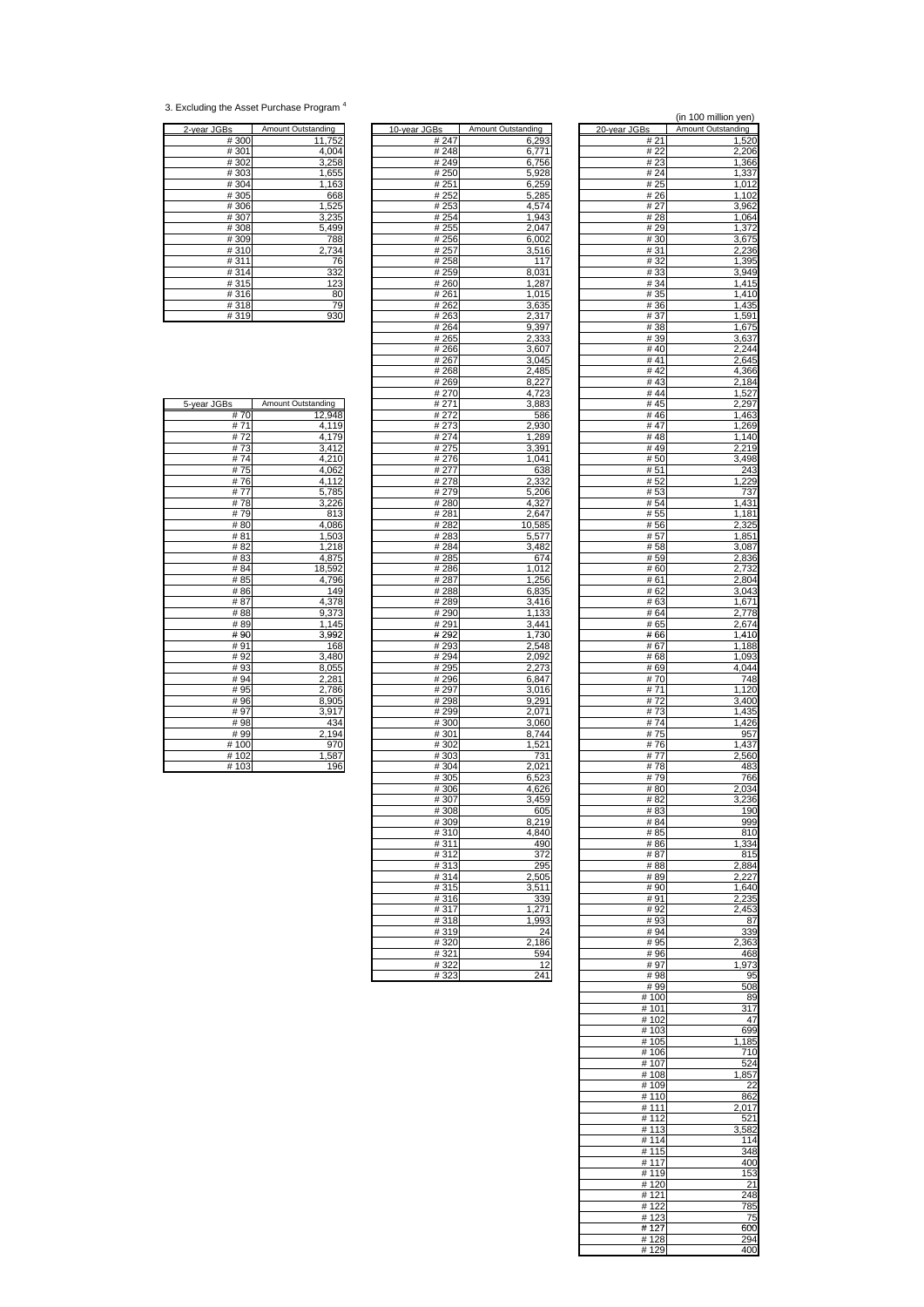3. Excluding the Asset Purchase Program [4]

(in 100 million yen)

| 2-year JGBs | Amount Outstanding |
|---|---|
| # 300 | 11,752 |
| # 301 | 4,004 |
| # 302 | 3,258 |
| # 303 | 1,655 |
| # 304 | 1,163 |
| # 305 | 668 |
| # 306 | 1,525 |
| # 307 | 3,235 |
| # 308 | 5,499 |
| # 309 | 788 |
| # 310 | 2,734 |
| # 311 | 76 |
| # 314 | 332 |
| # 315 | 123 |
| # 316 | 80 |
| # 318 | 79 |
| # 319 | 930 |

| 5-year JGBs | Amount Outstanding |
|---|---|
| # 70 | 12,948 |
| # 71 | 4,119 |
| # 72 | 4,179 |
| # 73 | 3,412 |
| # 74 | 4,210 |
| # 75 | 4,062 |
| # 76 | 4,112 |
| # 77 | 5,785 |
| # 78 | 3,226 |
| # 79 | 813 |
| # 80 | 4,086 |
| # 81 | 1,503 |
| # 82 | 1,218 |
| # 83 | 4,875 |
| # 84 | 18,592 |
| # 85 | 4,796 |
| # 86 | 149 |
| # 87 | 4,378 |
| # 88 | 9,373 |
| # 89 | 1,145 |
| # 90 | 3,992 |
| # 91 | 168 |
| # 92 | 3,480 |
| # 93 | 8,055 |
| # 94 | 2,281 |
| # 95 | 2,786 |
| # 96 | 8,905 |
| # 97 | 3,917 |
| # 98 | 434 |
| # 99 | 2,194 |
| # 100 | 970 |
| # 102 | 1,587 |
| # 103 | 196 |

| 10-year JGBs | Amount Outstanding |
|---|---|
| # 247 | 6,293 |
| # 248 | 6,771 |
| # 249 | 6,756 |
| # 250 | 5,928 |
| # 251 | 6,259 |
| # 252 | 5,285 |
| # 253 | 4,574 |
| # 254 | 1,943 |
| # 255 | 2,047 |
| # 256 | 6,002 |
| # 257 | 3,516 |
| # 258 | 117 |
| # 259 | 8,031 |
| # 260 | 1,287 |
| # 261 | 1,015 |
| # 262 | 3,635 |
| # 263 | 2,317 |
| # 264 | 9,397 |
| # 265 | 2,333 |
| # 266 | 3,607 |
| # 267 | 3,045 |
| # 268 | 2,485 |
| # 269 | 8,227 |
| # 270 | 4,723 |
| # 271 | 3,883 |
| # 272 | 586 |
| # 273 | 2,930 |
| # 274 | 1,289 |
| # 275 | 3,391 |
| # 276 | 1,041 |
| # 277 | 638 |
| # 278 | 2,332 |
| # 279 | 5,206 |
| # 280 | 4,327 |
| # 281 | 2,647 |
| # 282 | 10,585 |
| # 283 | 5,577 |
| # 284 | 3,482 |
| # 285 | 674 |
| # 286 | 1,012 |
| # 287 | 1,256 |
| # 288 | 6,835 |
| # 289 | 3,416 |
| # 290 | 1,133 |
| # 291 | 3,441 |
| # 292 | 1,730 |
| # 293 | 2,548 |
| # 294 | 2,092 |
| # 295 | 2,273 |
| # 296 | 6,847 |
| # 297 | 3,016 |
| # 298 | 9,291 |
| # 299 | 2,071 |
| # 300 | 3,060 |
| # 301 | 8,744 |
| # 302 | 1,521 |
| # 303 | 731 |
| # 304 | 2,021 |
| # 305 | 6,523 |
| # 306 | 4,626 |
| # 307 | 3,459 |
| # 308 | 605 |
| # 309 | 8,219 |
| # 310 | 4,840 |
| # 311 | 490 |
| # 312 | 372 |
| # 313 | 295 |
| # 314 | 2,505 |
| # 315 | 3,511 |
| # 316 | 339 |
| # 317 | 1,271 |
| # 318 | 1,993 |
| # 319 | 24 |
| # 320 | 2,186 |
| # 321 | 594 |
| # 322 | 12 |
| # 323 | 241 |

| 20-year JGBs | Amount Outstanding |
|---|---|
| # 21 | 1,520 |
| # 22 | 2,206 |
| # 23 | 1,366 |
| # 24 | 1,337 |
| # 25 | 1,012 |
| # 26 | 1,102 |
| # 27 | 3,962 |
| # 28 | 1,064 |
| # 29 | 1,372 |
| # 30 | 3,675 |
| # 31 | 2,236 |
| # 32 | 1,395 |
| # 33 | 3,949 |
| # 34 | 1,415 |
| # 35 | 1,410 |
| # 36 | 1,435 |
| # 37 | 1,591 |
| # 38 | 1,675 |
| # 39 | 3,637 |
| # 40 | 2,244 |
| # 41 | 2,645 |
| # 42 | 4,366 |
| # 43 | 2,184 |
| # 44 | 1,527 |
| # 45 | 2,297 |
| # 46 | 1,463 |
| # 47 | 1,269 |
| # 48 | 1,140 |
| # 49 | 2,219 |
| # 50 | 3,498 |
| # 51 | 243 |
| # 52 | 1,229 |
| # 53 | 737 |
| # 54 | 1,431 |
| # 55 | 1,181 |
| # 56 | 2,325 |
| # 57 | 1,851 |
| # 58 | 3,087 |
| # 59 | 2,836 |
| # 60 | 2,732 |
| # 61 | 2,804 |
| # 62 | 3,043 |
| # 63 | 1,671 |
| # 64 | 2,778 |
| # 65 | 2,674 |
| # 66 | 1,410 |
| # 67 | 1,188 |
| # 68 | 1,093 |
| # 69 | 4,044 |
| # 70 | 748 |
| # 71 | 1,120 |
| # 72 | 3,400 |
| # 73 | 1,435 |
| # 74 | 1,426 |
| # 75 | 957 |
| # 76 | 1,437 |
| # 77 | 2,560 |
| # 78 | 483 |
| # 79 | 766 |
| # 80 | 2,034 |
| # 82 | 3,236 |
| # 83 | 190 |
| # 84 | 999 |
| # 85 | 810 |
| # 86 | 1,334 |
| # 87 | 815 |
| # 88 | 2,884 |
| # 89 | 2,227 |
| # 90 | 1,640 |
| # 91 | 2,235 |
| # 92 | 2,453 |
| # 93 | 87 |
| # 94 | 339 |
| # 95 | 2,363 |
| # 96 | 468 |
| # 97 | 1,973 |
| # 98 | 95 |
| # 99 | 508 |
| # 100 | 89 |
| # 101 | 317 |
| # 102 | 47 |
| # 103 | 699 |
| # 105 | 1,185 |
| # 106 | 710 |
| # 107 | 524 |
| # 108 | 1,857 |
| # 109 | 22 |
| # 110 | 862 |
| # 111 | 2,017 |
| # 112 | 521 |
| # 113 | 3,582 |
| # 114 | 114 |
| # 115 | 348 |
| # 117 | 400 |
| # 119 | 153 |
| # 120 | 21 |
| # 121 | 248 |
| # 122 | 785 |
| # 123 | 75 |
| # 127 | 600 |
| # 128 | 294 |
| # 129 | 400 |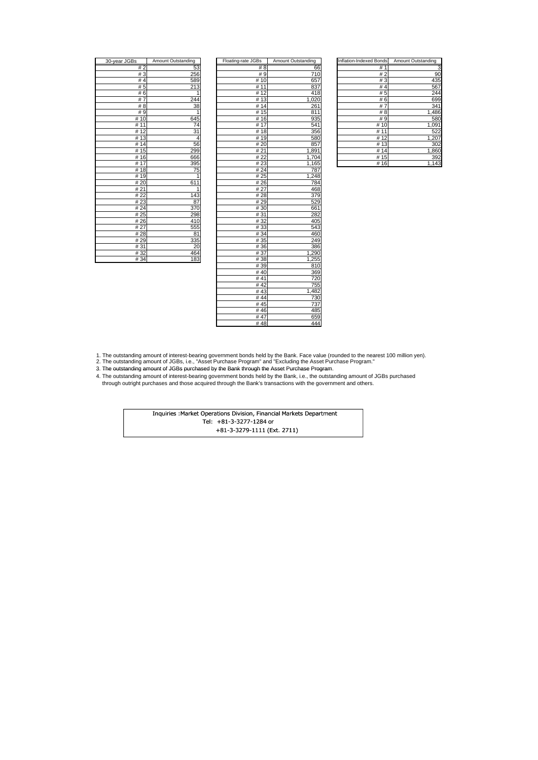| 30-year JGBs | Amount Outstanding |
|---|---|
| # 2 | 53 |
| # 3 | 256 |
| # 4 | 589 |
| # 5 | 213 |
| # 6 | 1 |
| # 7 | 244 |
| # 8 | 38 |
| # 9 | 1 |
| # 10 | 645 |
| # 11 | 74 |
| # 12 | 31 |
| # 13 | 4 |
| # 14 | 56 |
| # 15 | 299 |
| # 16 | 666 |
| # 17 | 395 |
| # 18 | 75 |
| # 19 | 1 |
| # 20 | 611 |
| # 21 | 1 |
| # 22 | 143 |
| # 23 | 87 |
| # 24 | 370 |
| # 25 | 298 |
| # 26 | 410 |
| # 27 | 555 |
| # 28 | 81 |
| # 29 | 335 |
| # 31 | 20 |
| # 32 | 464 |
| # 34 | 183 |

| Floating-rate JGBs | Amount Outstanding |
|---|---|
| # 8 | 66 |
| # 9 | 710 |
| # 10 | 657 |
| # 11 | 837 |
| # 12 | 418 |
| # 13 | 1,020 |
| # 14 | 261 |
| # 15 | 811 |
| # 16 | 935 |
| # 17 | 541 |
| # 18 | 356 |
| # 19 | 580 |
| # 20 | 857 |
| # 21 | 1,891 |
| # 22 | 1,704 |
| # 23 | 1,165 |
| # 24 | 787 |
| # 25 | 1,248 |
| # 26 | 784 |
| # 27 | 468 |
| # 28 | 379 |
| # 29 | 529 |
| # 30 | 661 |
| # 31 | 282 |
| # 32 | 405 |
| # 33 | 543 |
| # 34 | 460 |
| # 35 | 249 |
| # 36 | 386 |
| # 37 | 1,290 |
| # 38 | 1,255 |
| # 39 | 810 |
| # 40 | 369 |
| # 41 | 720 |
| # 42 | 755 |
| # 43 | 1,482 |
| # 44 | 730 |
| # 45 | 737 |
| # 46 | 485 |
| # 47 | 659 |
| # 48 | 444 |

| Inflation-Indexed Bonds | Amount Outstanding |
|---|---|
| # 1 | 3 |
| # 2 | 90 |
| # 3 | 435 |
| # 4 | 567 |
| # 5 | 244 |
| # 6 | 699 |
| # 7 | 341 |
| # 8 | 1,486 |
| # 9 | 580 |
| # 10 | 1,091 |
| # 11 | 522 |
| # 12 | 1,207 |
| # 13 | 302 |
| # 14 | 1,860 |
| # 15 | 392 |
| # 16 | 1,143 |

1. The outstanding amount of interest-bearing government bonds held by the Bank. Face value (rounded to the nearest 100 million yen).
2. The outstanding amount of JGBs, i.e., "Asset Purchase Program" and "Excluding the Asset Purchase Program."
3. The outstanding amount of JGBs purchased by the Bank through the Asset Purchase Program.
4. The outstanding amount of interest-bearing government bonds held by the Bank, i.e., the outstanding amount of JGBs purchased through outright purchases and those acquired through the Bank's transactions with the government and others.

Inquiries :Market Operations Division, Financial Markets Department
Tel: +81-3-3277-1284 or
+81-3-3279-1111 (Ext. 2711)